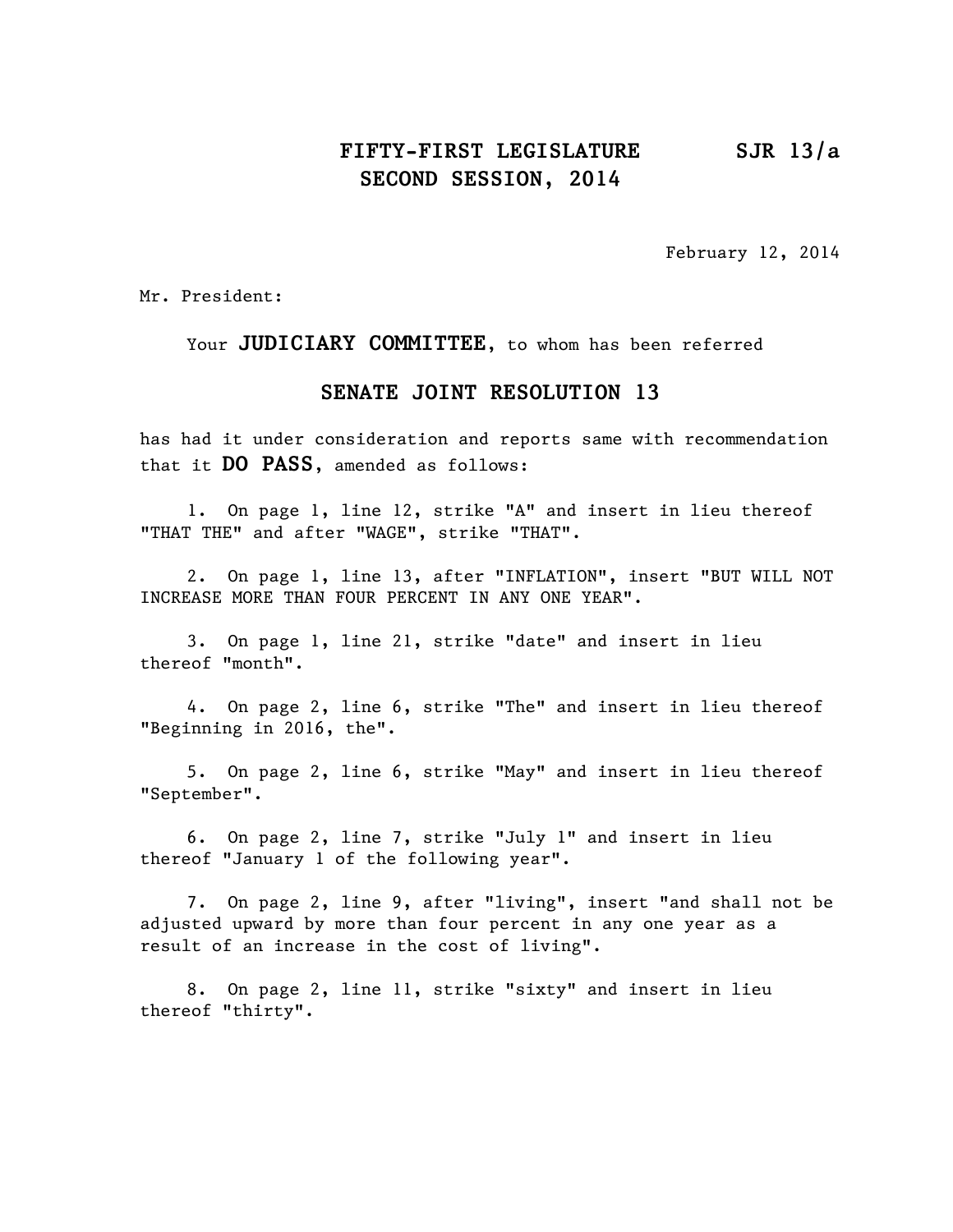**FIFTY-FIRST LEGISLATURE SECOND SESSION, 2014** **SJR 13/a**

February 12, 2014

Mr. President:

Your **JUDICIARY COMMITTEE**, to whom has been referred

**SENATE JOINT RESOLUTION 13**

has had it under consideration and reports same with recommendation that it **DO PASS**, amended as follows:

1. On page 1, line 12, strike "A" and insert in lieu thereof "THAT THE" and after "WAGE", strike "THAT".

2. On page 1, line 13, after "INFLATION", insert "BUT WILL NOT INCREASE MORE THAN FOUR PERCENT IN ANY ONE YEAR".

3. On page 1, line 21, strike "date" and insert in lieu thereof "month".

4. On page 2, line 6, strike "The" and insert in lieu thereof "Beginning in 2016, the".

5. On page 2, line 6, strike "May" and insert in lieu thereof "September".

6. On page 2, line 7, strike "July 1" and insert in lieu thereof "January 1 of the following year".

7. On page 2, line 9, after "living", insert "and shall not be adjusted upward by more than four percent in any one year as a result of an increase in the cost of living".

8. On page 2, line 11, strike "sixty" and insert in lieu thereof "thirty".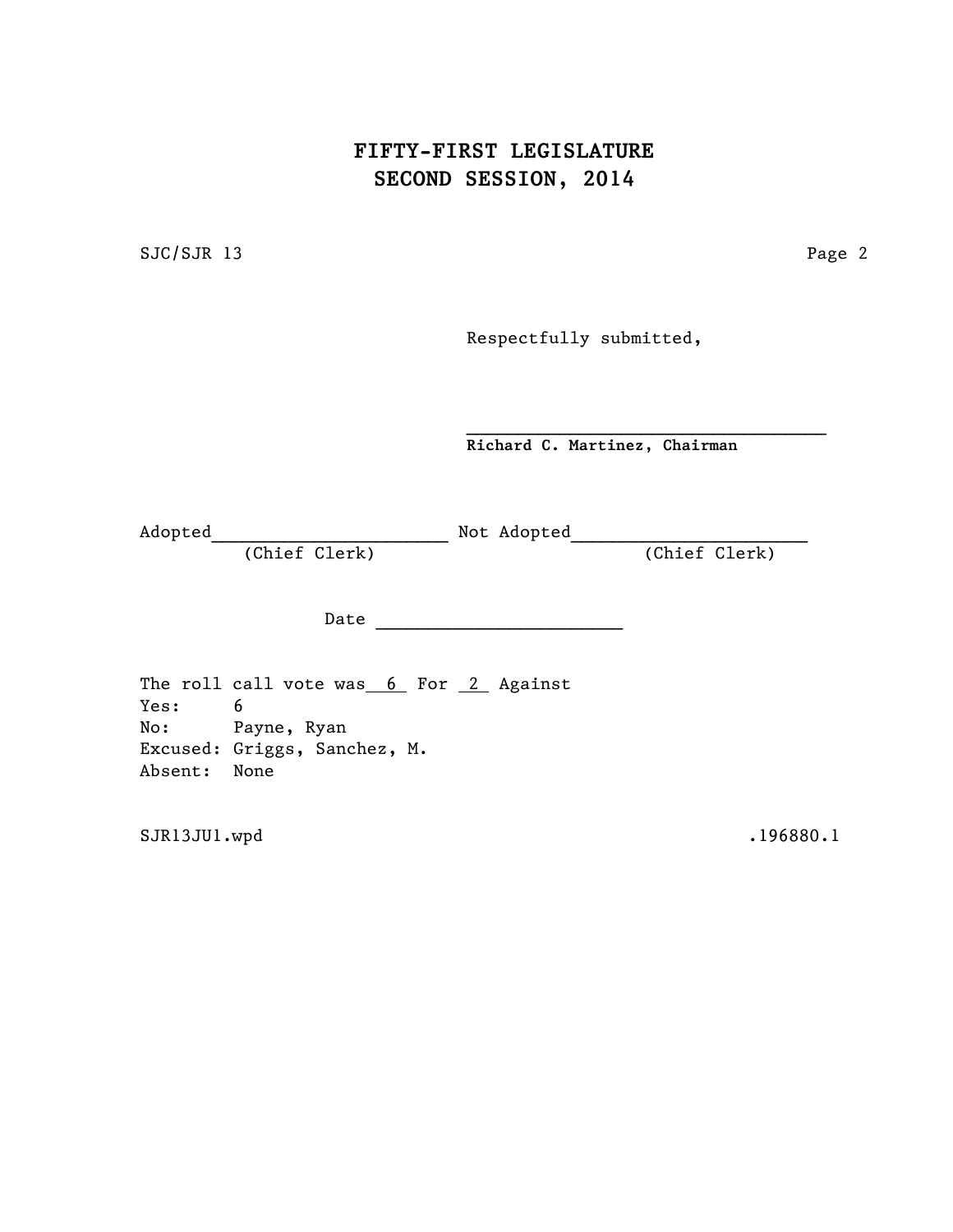**FIFTY-FIRST LEGISLATURE**
**SECOND SESSION, 2014**

SJC/SJR 13

Respectfully submitted,

\_\_\_\_\_\_\_\_\_\_\_\_\_\_\_\_\_\_\_\_\_\_\_\_\_\_\_\_\_\_\_\_\_\_\_
**Richard C. Martinez, Chairman**

Adopted\_\_\_\_\_\_\_\_\_\_\_\_\_\_\_\_\_\_\_\_\_\_\_ Not Adopted\_\_\_\_\_\_\_\_\_\_\_\_\_\_\_\_\_\_\_\_\_\_\_
(Chief Clerk) (Chief Clerk)

Date \_\_\_\_\_\_\_\_\_\_\_\_\_\_\_\_\_\_\_\_\_\_\_\_

The roll call vote was 6 For 2 Against
Yes: 6
No: Payne, Ryan
Excused: Griggs, Sanchez, M.
Absent: None

SJR13JU1.wpd .196880.1